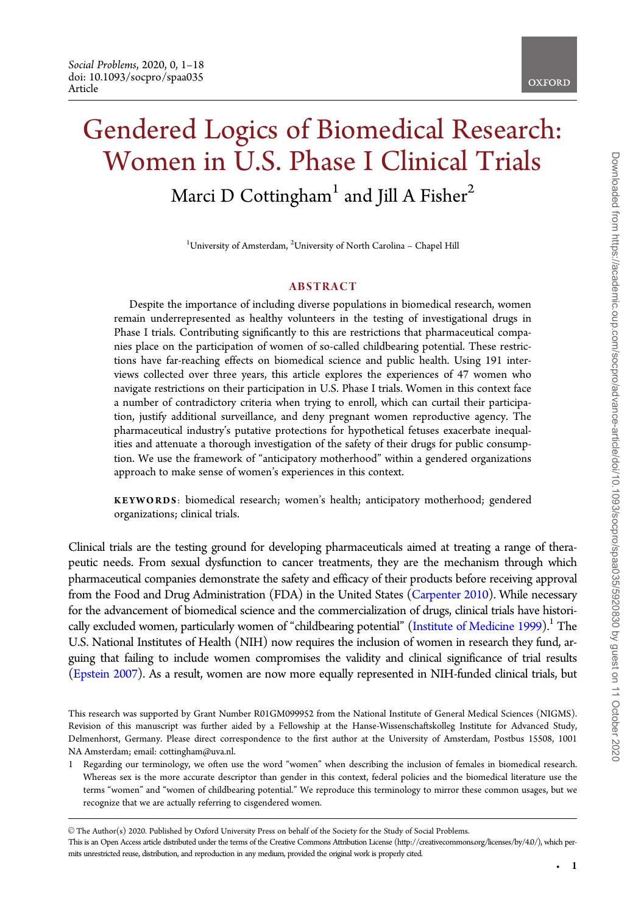# Gendered Logics of Biomedical Research: Women in U.S. Phase I Clinical Trials

Marci D Cottingham[1] and Jill A Fisher[2]

[1]University of Amsterdam, [2]University of North Carolina – Chapel Hill

## ABSTRACT

Despite the importance of including diverse populations in biomedical research, women remain underrepresented as healthy volunteers in the testing of investigational drugs in Phase I trials. Contributing significantly to this are restrictions that pharmaceutical companies place on the participation of women of so-called childbearing potential. These restrictions have far-reaching effects on biomedical science and public health. Using 191 interviews collected over three years, this article explores the experiences of 47 women who navigate restrictions on their participation in U.S. Phase I trials. Women in this context face a number of contradictory criteria when trying to enroll, which can curtail their participation, justify additional surveillance, and deny pregnant women reproductive agency. The pharmaceutical industry's putative protections for hypothetical fetuses exacerbate inequalities and attenuate a thorough investigation of the safety of their drugs for public consumption. We use the framework of "anticipatory motherhood" within a gendered organizations approach to make sense of women's experiences in this context.

**KEYWORDS**: biomedical research; women's health; anticipatory motherhood; gendered organizations; clinical trials.

Clinical trials are the testing ground for developing pharmaceuticals aimed at treating a range of therapeutic needs. From sexual dysfunction to cancer treatments, they are the mechanism through which pharmaceutical companies demonstrate the safety and efficacy of their products before receiving approval from the Food and Drug Administration (FDA) in the United States (Carpenter 2010). While necessary for the advancement of biomedical science and the commercialization of drugs, clinical trials have historically excluded women, particularly women of "childbearing potential" (Institute of Medicine 1999).[1] The U.S. National Institutes of Health (NIH) now requires the inclusion of women in research they fund, arguing that failing to include women compromises the validity and clinical significance of trial results (Epstein 2007). As a result, women are now more equally represented in NIH-funded clinical trials, but

This research was supported by Grant Number R01GM099952 from the National Institute of General Medical Sciences (NIGMS). Revision of this manuscript was further aided by a Fellowship at the Hanse-Wissenschaftskolleg Institute for Advanced Study, Delmenhorst, Germany. Please direct correspondence to the first author at the University of Amsterdam, Postbus 15508, 1001 NA Amsterdam; email: cottingham@uva.nl.

1 Regarding our terminology, we often use the word "women" when describing the inclusion of females in biomedical research. Whereas sex is the more accurate descriptor than gender in this context, federal policies and the biomedical literature use the terms "women" and "women of childbearing potential." We reproduce this terminology to mirror these common usages, but we recognize that we are actually referring to cisgendered women.

© The Author(s) 2020. Published by Oxford University Press on behalf of the Society for the Study of Social Problems.
This is an Open Access article distributed under the terms of the Creative Commons Attribution License (http://creativecommons.org/licenses/by/4.0/), which permits unrestricted reuse, distribution, and reproduction in any medium, provided the original work is properly cited.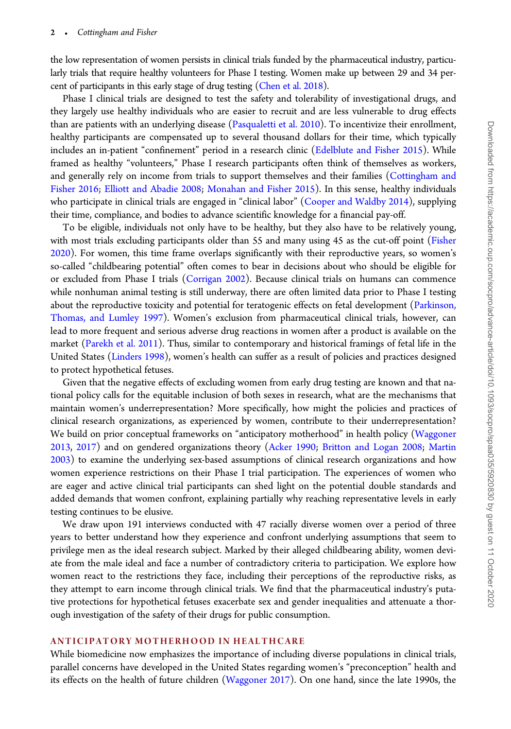the low representation of women persists in clinical trials funded by the pharmaceutical industry, particularly trials that require healthy volunteers for Phase I testing. Women make up between 29 and 34 percent of participants in this early stage of drug testing (Chen et al. 2018).

Phase I clinical trials are designed to test the safety and tolerability of investigational drugs, and they largely use healthy individuals who are easier to recruit and are less vulnerable to drug effects than are patients with an underlying disease (Pasqualetti et al. 2010). To incentivize their enrollment, healthy participants are compensated up to several thousand dollars for their time, which typically includes an in-patient "confinement" period in a research clinic (Edelblute and Fisher 2015). While framed as healthy "volunteers," Phase I research participants often think of themselves as workers, and generally rely on income from trials to support themselves and their families (Cottingham and Fisher 2016; Elliott and Abadie 2008; Monahan and Fisher 2015). In this sense, healthy individuals who participate in clinical trials are engaged in "clinical labor" (Cooper and Waldby 2014), supplying their time, compliance, and bodies to advance scientific knowledge for a financial pay-off.

To be eligible, individuals not only have to be healthy, but they also have to be relatively young, with most trials excluding participants older than 55 and many using 45 as the cut-off point (Fisher 2020). For women, this time frame overlaps significantly with their reproductive years, so women's so-called "childbearing potential" often comes to bear in decisions about who should be eligible for or excluded from Phase I trials (Corrigan 2002). Because clinical trials on humans can commence while nonhuman animal testing is still underway, there are often limited data prior to Phase I testing about the reproductive toxicity and potential for teratogenic effects on fetal development (Parkinson, Thomas, and Lumley 1997). Women's exclusion from pharmaceutical clinical trials, however, can lead to more frequent and serious adverse drug reactions in women after a product is available on the market (Parekh et al. 2011). Thus, similar to contemporary and historical framings of fetal life in the United States (Linders 1998), women's health can suffer as a result of policies and practices designed to protect hypothetical fetuses.

Given that the negative effects of excluding women from early drug testing are known and that national policy calls for the equitable inclusion of both sexes in research, what are the mechanisms that maintain women's underrepresentation? More specifically, how might the policies and practices of clinical research organizations, as experienced by women, contribute to their underrepresentation? We build on prior conceptual frameworks on "anticipatory motherhood" in health policy (Waggoner 2013, 2017) and on gendered organizations theory (Acker 1990; Britton and Logan 2008; Martin 2003) to examine the underlying sex-based assumptions of clinical research organizations and how women experience restrictions on their Phase I trial participation. The experiences of women who are eager and active clinical trial participants can shed light on the potential double standards and added demands that women confront, explaining partially why reaching representative levels in early testing continues to be elusive.

We draw upon 191 interviews conducted with 47 racially diverse women over a period of three years to better understand how they experience and confront underlying assumptions that seem to privilege men as the ideal research subject. Marked by their alleged childbearing ability, women deviate from the male ideal and face a number of contradictory criteria to participation. We explore how women react to the restrictions they face, including their perceptions of the reproductive risks, as they attempt to earn income through clinical trials. We find that the pharmaceutical industry's putative protections for hypothetical fetuses exacerbate sex and gender inequalities and attenuate a thorough investigation of the safety of their drugs for public consumption.

## ANTICIPATORY MOTHERHOOD IN HEALTHCARE

While biomedicine now emphasizes the importance of including diverse populations in clinical trials, parallel concerns have developed in the United States regarding women's "preconception" health and its effects on the health of future children (Waggoner 2017). On one hand, since the late 1990s, the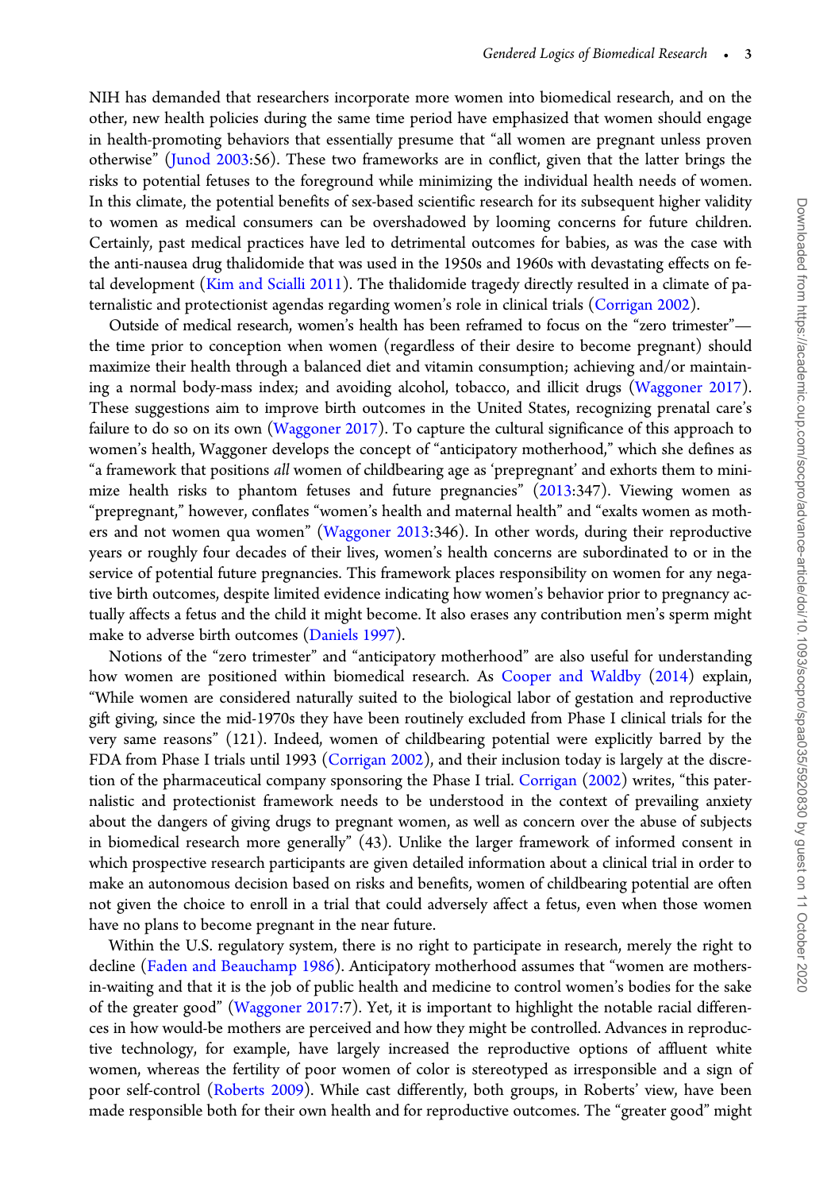NIH has demanded that researchers incorporate more women into biomedical research, and on the other, new health policies during the same time period have emphasized that women should engage in health-promoting behaviors that essentially presume that "all women are pregnant unless proven otherwise" (Junod 2003:56). These two frameworks are in conflict, given that the latter brings the risks to potential fetuses to the foreground while minimizing the individual health needs of women. In this climate, the potential benefits of sex-based scientific research for its subsequent higher validity to women as medical consumers can be overshadowed by looming concerns for future children. Certainly, past medical practices have led to detrimental outcomes for babies, as was the case with the anti-nausea drug thalidomide that was used in the 1950s and 1960s with devastating effects on fetal development (Kim and Scialli 2011). The thalidomide tragedy directly resulted in a climate of paternalistic and protectionist agendas regarding women's role in clinical trials (Corrigan 2002).

Outside of medical research, women's health has been reframed to focus on the "zero trimester"—the time prior to conception when women (regardless of their desire to become pregnant) should maximize their health through a balanced diet and vitamin consumption; achieving and/or maintaining a normal body-mass index; and avoiding alcohol, tobacco, and illicit drugs (Waggoner 2017). These suggestions aim to improve birth outcomes in the United States, recognizing prenatal care's failure to do so on its own (Waggoner 2017). To capture the cultural significance of this approach to women's health, Waggoner develops the concept of "anticipatory motherhood," which she defines as "a framework that positions *all* women of childbearing age as 'prepregnant' and exhorts them to minimize health risks to phantom fetuses and future pregnancies" (2013:347). Viewing women as "prepregnant," however, conflates "women's health and maternal health" and "exalts women as mothers and not women qua women" (Waggoner 2013:346). In other words, during their reproductive years or roughly four decades of their lives, women's health concerns are subordinated to or in the service of potential future pregnancies. This framework places responsibility on women for any negative birth outcomes, despite limited evidence indicating how women's behavior prior to pregnancy actually affects a fetus and the child it might become. It also erases any contribution men's sperm might make to adverse birth outcomes (Daniels 1997).

Notions of the "zero trimester" and "anticipatory motherhood" are also useful for understanding how women are positioned within biomedical research. As Cooper and Waldby (2014) explain, "While women are considered naturally suited to the biological labor of gestation and reproductive gift giving, since the mid-1970s they have been routinely excluded from Phase I clinical trials for the very same reasons" (121). Indeed, women of childbearing potential were explicitly barred by the FDA from Phase I trials until 1993 (Corrigan 2002), and their inclusion today is largely at the discretion of the pharmaceutical company sponsoring the Phase I trial. Corrigan (2002) writes, "this paternalistic and protectionist framework needs to be understood in the context of prevailing anxiety about the dangers of giving drugs to pregnant women, as well as concern over the abuse of subjects in biomedical research more generally" (43). Unlike the larger framework of informed consent in which prospective research participants are given detailed information about a clinical trial in order to make an autonomous decision based on risks and benefits, women of childbearing potential are often not given the choice to enroll in a trial that could adversely affect a fetus, even when those women have no plans to become pregnant in the near future.

Within the U.S. regulatory system, there is no right to participate in research, merely the right to decline (Faden and Beauchamp 1986). Anticipatory motherhood assumes that "women are mothers-in-waiting and that it is the job of public health and medicine to control women's bodies for the sake of the greater good" (Waggoner 2017:7). Yet, it is important to highlight the notable racial differences in how would-be mothers are perceived and how they might be controlled. Advances in reproductive technology, for example, have largely increased the reproductive options of affluent white women, whereas the fertility of poor women of color is stereotyped as irresponsible and a sign of poor self-control (Roberts 2009). While cast differently, both groups, in Roberts' view, have been made responsible both for their own health and for reproductive outcomes. The "greater good" might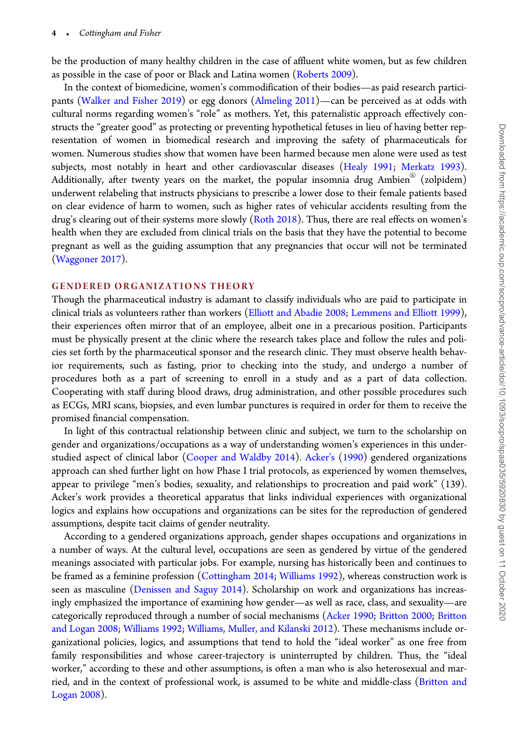be the production of many healthy children in the case of affluent white women, but as few children as possible in the case of poor or Black and Latina women (Roberts 2009).

In the context of biomedicine, women's commodification of their bodies—as paid research participants (Walker and Fisher 2019) or egg donors (Almeling 2011)—can be perceived as at odds with cultural norms regarding women's "role" as mothers. Yet, this paternalistic approach effectively constructs the "greater good" as protecting or preventing hypothetical fetuses in lieu of having better representation of women in biomedical research and improving the safety of pharmaceuticals for women. Numerous studies show that women have been harmed because men alone were used as test subjects, most notably in heart and other cardiovascular diseases (Healy 1991; Merkatz 1993). Additionally, after twenty years on the market, the popular insomnia drug Ambien® (zolpidem) underwent relabeling that instructs physicians to prescribe a lower dose to their female patients based on clear evidence of harm to women, such as higher rates of vehicular accidents resulting from the drug's clearing out of their systems more slowly (Roth 2018). Thus, there are real effects on women's health when they are excluded from clinical trials on the basis that they have the potential to become pregnant as well as the guiding assumption that any pregnancies that occur will not be terminated (Waggoner 2017).

## GENDERED ORGANIZATIONS THEORY

Though the pharmaceutical industry is adamant to classify individuals who are paid to participate in clinical trials as volunteers rather than workers (Elliott and Abadie 2008; Lemmens and Elliott 1999), their experiences often mirror that of an employee, albeit one in a precarious position. Participants must be physically present at the clinic where the research takes place and follow the rules and policies set forth by the pharmaceutical sponsor and the research clinic. They must observe health behavior requirements, such as fasting, prior to checking into the study, and undergo a number of procedures both as a part of screening to enroll in a study and as a part of data collection. Cooperating with staff during blood draws, drug administration, and other possible procedures such as ECGs, MRI scans, biopsies, and even lumbar punctures is required in order for them to receive the promised financial compensation.

In light of this contractual relationship between clinic and subject, we turn to the scholarship on gender and organizations/occupations as a way of understanding women's experiences in this understudied aspect of clinical labor (Cooper and Waldby 2014). Acker's (1990) gendered organizations approach can shed further light on how Phase I trial protocols, as experienced by women themselves, appear to privilege "men's bodies, sexuality, and relationships to procreation and paid work" (139). Acker's work provides a theoretical apparatus that links individual experiences with organizational logics and explains how occupations and organizations can be sites for the reproduction of gendered assumptions, despite tacit claims of gender neutrality.

According to a gendered organizations approach, gender shapes occupations and organizations in a number of ways. At the cultural level, occupations are seen as gendered by virtue of the gendered meanings associated with particular jobs. For example, nursing has historically been and continues to be framed as a feminine profession (Cottingham 2014; Williams 1992), whereas construction work is seen as masculine (Denissen and Saguy 2014). Scholarship on work and organizations has increasingly emphasized the importance of examining how gender—as well as race, class, and sexuality—are categorically reproduced through a number of social mechanisms (Acker 1990; Britton 2000; Britton and Logan 2008; Williams 1992; Williams, Muller, and Kilanski 2012). These mechanisms include organizational policies, logics, and assumptions that tend to hold the "ideal worker" as one free from family responsibilities and whose career-trajectory is uninterrupted by children. Thus, the "ideal worker," according to these and other assumptions, is often a man who is also heterosexual and married, and in the context of professional work, is assumed to be white and middle-class (Britton and Logan 2008).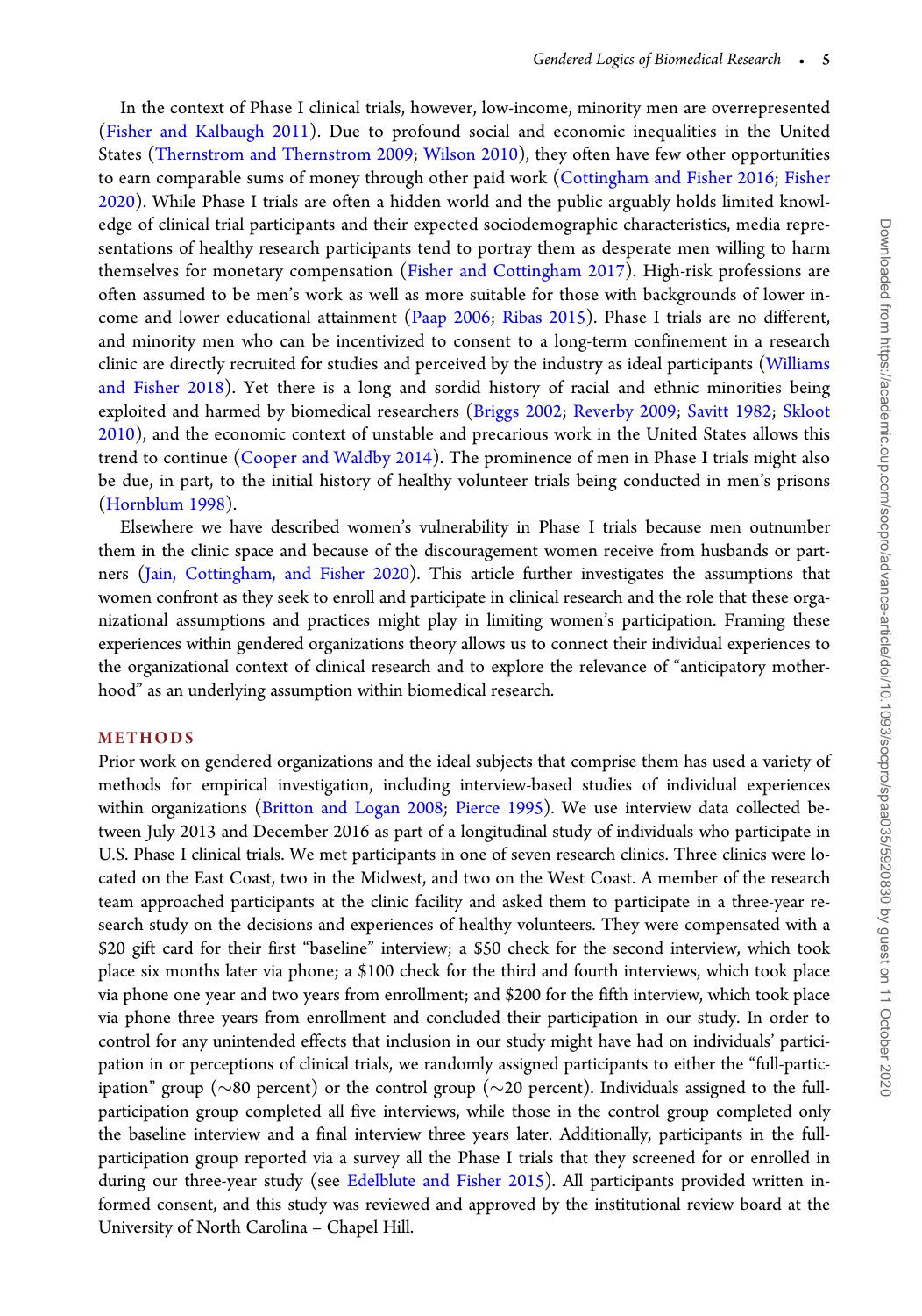In the context of Phase I clinical trials, however, low-income, minority men are overrepresented (Fisher and Kalbaugh 2011). Due to profound social and economic inequalities in the United States (Thernstrom and Thernstrom 2009; Wilson 2010), they often have few other opportunities to earn comparable sums of money through other paid work (Cottingham and Fisher 2016; Fisher 2020). While Phase I trials are often a hidden world and the public arguably holds limited knowledge of clinical trial participants and their expected sociodemographic characteristics, media representations of healthy research participants tend to portray them as desperate men willing to harm themselves for monetary compensation (Fisher and Cottingham 2017). High-risk professions are often assumed to be men's work as well as more suitable for those with backgrounds of lower income and lower educational attainment (Paap 2006; Ribas 2015). Phase I trials are no different, and minority men who can be incentivized to consent to a long-term confinement in a research clinic are directly recruited for studies and perceived by the industry as ideal participants (Williams and Fisher 2018). Yet there is a long and sordid history of racial and ethnic minorities being exploited and harmed by biomedical researchers (Briggs 2002; Reverby 2009; Savitt 1982; Skloot 2010), and the economic context of unstable and precarious work in the United States allows this trend to continue (Cooper and Waldby 2014). The prominence of men in Phase I trials might also be due, in part, to the initial history of healthy volunteer trials being conducted in men's prisons (Hornblum 1998).

Elsewhere we have described women's vulnerability in Phase I trials because men outnumber them in the clinic space and because of the discouragement women receive from husbands or partners (Jain, Cottingham, and Fisher 2020). This article further investigates the assumptions that women confront as they seek to enroll and participate in clinical research and the role that these organizational assumptions and practices might play in limiting women's participation. Framing these experiences within gendered organizations theory allows us to connect their individual experiences to the organizational context of clinical research and to explore the relevance of "anticipatory motherhood" as an underlying assumption within biomedical research.

## METHODS

Prior work on gendered organizations and the ideal subjects that comprise them has used a variety of methods for empirical investigation, including interview-based studies of individual experiences within organizations (Britton and Logan 2008; Pierce 1995). We use interview data collected between July 2013 and December 2016 as part of a longitudinal study of individuals who participate in U.S. Phase I clinical trials. We met participants in one of seven research clinics. Three clinics were located on the East Coast, two in the Midwest, and two on the West Coast. A member of the research team approached participants at the clinic facility and asked them to participate in a three-year research study on the decisions and experiences of healthy volunteers. They were compensated with a \$20 gift card for their first "baseline" interview; a \$50 check for the second interview, which took place six months later via phone; a \$100 check for the third and fourth interviews, which took place via phone one year and two years from enrollment; and \$200 for the fifth interview, which took place via phone three years from enrollment and concluded their participation in our study. In order to control for any unintended effects that inclusion in our study might have had on individuals' participation in or perceptions of clinical trials, we randomly assigned participants to either the "full-participation" group (~80 percent) or the control group (~20 percent). Individuals assigned to the full-participation group completed all five interviews, while those in the control group completed only the baseline interview and a final interview three years later. Additionally, participants in the full-participation group reported via a survey all the Phase I trials that they screened for or enrolled in during our three-year study (see Edelblute and Fisher 2015). All participants provided written informed consent, and this study was reviewed and approved by the institutional review board at the University of North Carolina – Chapel Hill.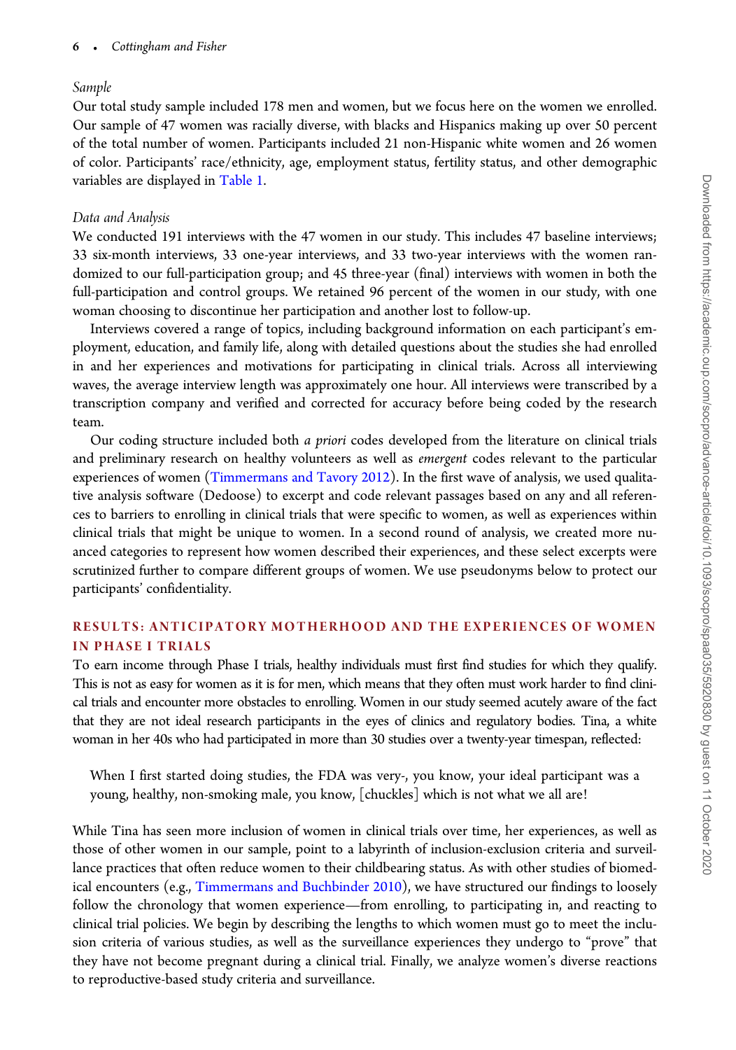### *Sample*

Our total study sample included 178 men and women, but we focus here on the women we enrolled. Our sample of 47 women was racially diverse, with blacks and Hispanics making up over 50 percent of the total number of women. Participants included 21 non-Hispanic white women and 26 women of color. Participants' race/ethnicity, age, employment status, fertility status, and other demographic variables are displayed in Table 1.

### *Data and Analysis*

We conducted 191 interviews with the 47 women in our study. This includes 47 baseline interviews; 33 six-month interviews, 33 one-year interviews, and 33 two-year interviews with the women randomized to our full-participation group; and 45 three-year (final) interviews with women in both the full-participation and control groups. We retained 96 percent of the women in our study, with one woman choosing to discontinue her participation and another lost to follow-up.

Interviews covered a range of topics, including background information on each participant's employment, education, and family life, along with detailed questions about the studies she had enrolled in and her experiences and motivations for participating in clinical trials. Across all interviewing waves, the average interview length was approximately one hour. All interviews were transcribed by a transcription company and verified and corrected for accuracy before being coded by the research team.

Our coding structure included both *a priori* codes developed from the literature on clinical trials and preliminary research on healthy volunteers as well as *emergent* codes relevant to the particular experiences of women (Timmermans and Tavory 2012). In the first wave of analysis, we used qualitative analysis software (Dedoose) to excerpt and code relevant passages based on any and all references to barriers to enrolling in clinical trials that were specific to women, as well as experiences within clinical trials that might be unique to women. In a second round of analysis, we created more nuanced categories to represent how women described their experiences, and these select excerpts were scrutinized further to compare different groups of women. We use pseudonyms below to protect our participants' confidentiality.

## RESULTS: ANTICIPATORY MOTHERHOOD AND THE EXPERIENCES OF WOMEN IN PHASE I TRIALS

To earn income through Phase I trials, healthy individuals must first find studies for which they qualify. This is not as easy for women as it is for men, which means that they often must work harder to find clinical trials and encounter more obstacles to enrolling. Women in our study seemed acutely aware of the fact that they are not ideal research participants in the eyes of clinics and regulatory bodies. Tina, a white woman in her 40s who had participated in more than 30 studies over a twenty-year timespan, reflected:

> When I first started doing studies, the FDA was very-, you know, your ideal participant was a young, healthy, non-smoking male, you know, [chuckles] which is not what we all are!

While Tina has seen more inclusion of women in clinical trials over time, her experiences, as well as those of other women in our sample, point to a labyrinth of inclusion-exclusion criteria and surveillance practices that often reduce women to their childbearing status. As with other studies of biomedical encounters (e.g., Timmermans and Buchbinder 2010), we have structured our findings to loosely follow the chronology that women experience—from enrolling, to participating in, and reacting to clinical trial policies. We begin by describing the lengths to which women must go to meet the inclusion criteria of various studies, as well as the surveillance experiences they undergo to "prove" that they have not become pregnant during a clinical trial. Finally, we analyze women's diverse reactions to reproductive-based study criteria and surveillance.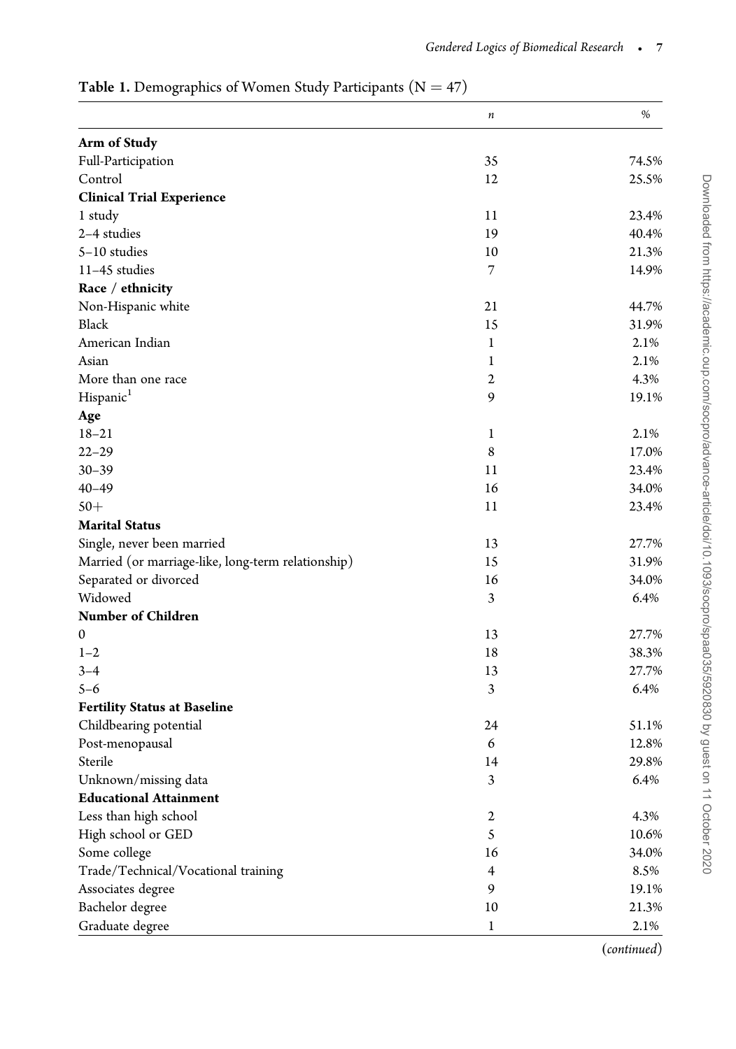**Table 1.** Demographics of Women Study Participants (N = 47)

| | *n* | % |
|---|---|---|
| **Arm of Study** | | |
| Full-Participation | 35 | 74.5% |
| Control | 12 | 25.5% |
| **Clinical Trial Experience** | | |
| 1 study | 11 | 23.4% |
| 2–4 studies | 19 | 40.4% |
| 5–10 studies | 10 | 21.3% |
| 11–45 studies | 7 | 14.9% |
| **Race / ethnicity** | | |
| Non-Hispanic white | 21 | 44.7% |
| Black | 15 | 31.9% |
| American Indian | 1 | 2.1% |
| Asian | 1 | 2.1% |
| More than one race | 2 | 4.3% |
| Hispanic[1] | 9 | 19.1% |
| **Age** | | |
| 18–21 | 1 | 2.1% |
| 22–29 | 8 | 17.0% |
| 30–39 | 11 | 23.4% |
| 40–49 | 16 | 34.0% |
| 50+ | 11 | 23.4% |
| **Marital Status** | | |
| Single, never been married | 13 | 27.7% |
| Married (or marriage-like, long-term relationship) | 15 | 31.9% |
| Separated or divorced | 16 | 34.0% |
| Widowed | 3 | 6.4% |
| **Number of Children** | | |
| 0 | 13 | 27.7% |
| 1–2 | 18 | 38.3% |
| 3–4 | 13 | 27.7% |
| 5–6 | 3 | 6.4% |
| **Fertility Status at Baseline** | | |
| Childbearing potential | 24 | 51.1% |
| Post-menopausal | 6 | 12.8% |
| Sterile | 14 | 29.8% |
| Unknown/missing data | 3 | 6.4% |
| **Educational Attainment** | | |
| Less than high school | 2 | 4.3% |
| High school or GED | 5 | 10.6% |
| Some college | 16 | 34.0% |
| Trade/Technical/Vocational training | 4 | 8.5% |
| Associates degree | 9 | 19.1% |
| Bachelor degree | 10 | 21.3% |
| Graduate degree | 1 | 2.1% |

(*continued*)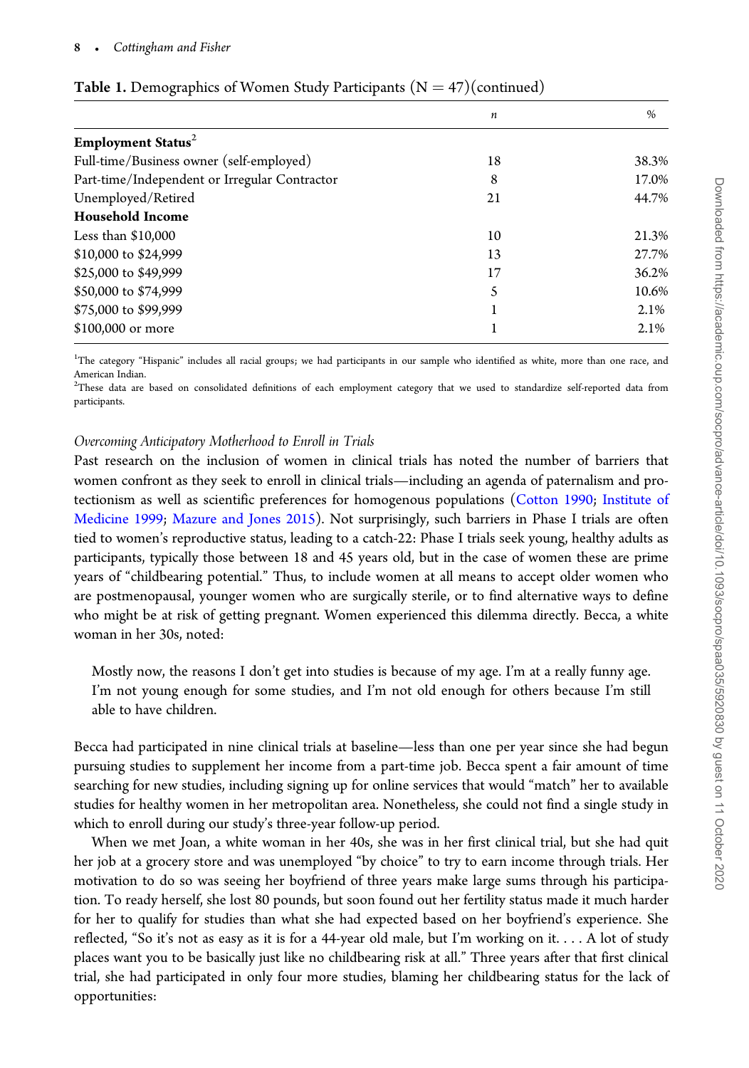**Table 1.** Demographics of Women Study Participants (N = 47)(continued)

| | *n* | % |
|---|---|---|
| **Employment Status**[2] | | |
| Full-time/Business owner (self-employed) | 18 | 38.3% |
| Part-time/Independent or Irregular Contractor | 8 | 17.0% |
| Unemployed/Retired | 21 | 44.7% |
| **Household Income** | | |
| Less than $10,000 | 10 | 21.3% |
| $10,000 to $24,999 | 13 | 27.7% |
| $25,000 to $49,999 | 17 | 36.2% |
| $50,000 to $74,999 | 5 | 10.6% |
| $75,000 to $99,999 | 1 | 2.1% |
| $100,000 or more | 1 | 2.1% |

[1]The category "Hispanic" includes all racial groups; we had participants in our sample who identified as white, more than one race, and American Indian.

[2]These data are based on consolidated definitions of each employment category that we used to standardize self-reported data from participants.

### *Overcoming Anticipatory Motherhood to Enroll in Trials*

Past research on the inclusion of women in clinical trials has noted the number of barriers that women confront as they seek to enroll in clinical trials—including an agenda of paternalism and protectionism as well as scientific preferences for homogenous populations (Cotton 1990; Institute of Medicine 1999; Mazure and Jones 2015). Not surprisingly, such barriers in Phase I trials are often tied to women's reproductive status, leading to a catch-22: Phase I trials seek young, healthy adults as participants, typically those between 18 and 45 years old, but in the case of women these are prime years of "childbearing potential." Thus, to include women at all means to accept older women who are postmenopausal, younger women who are surgically sterile, or to find alternative ways to define who might be at risk of getting pregnant. Women experienced this dilemma directly. Becca, a white woman in her 30s, noted:

> Mostly now, the reasons I don't get into studies is because of my age. I'm at a really funny age. I'm not young enough for some studies, and I'm not old enough for others because I'm still able to have children.

Becca had participated in nine clinical trials at baseline—less than one per year since she had begun pursuing studies to supplement her income from a part-time job. Becca spent a fair amount of time searching for new studies, including signing up for online services that would "match" her to available studies for healthy women in her metropolitan area. Nonetheless, she could not find a single study in which to enroll during our study's three-year follow-up period.

When we met Joan, a white woman in her 40s, she was in her first clinical trial, but she had quit her job at a grocery store and was unemployed "by choice" to try to earn income through trials. Her motivation to do so was seeing her boyfriend of three years make large sums through his participation. To ready herself, she lost 80 pounds, but soon found out her fertility status made it much harder for her to qualify for studies than what she had expected based on her boyfriend's experience. She reflected, "So it's not as easy as it is for a 44-year old male, but I'm working on it. . . . A lot of study places want you to be basically just like no childbearing risk at all." Three years after that first clinical trial, she had participated in only four more studies, blaming her childbearing status for the lack of opportunities: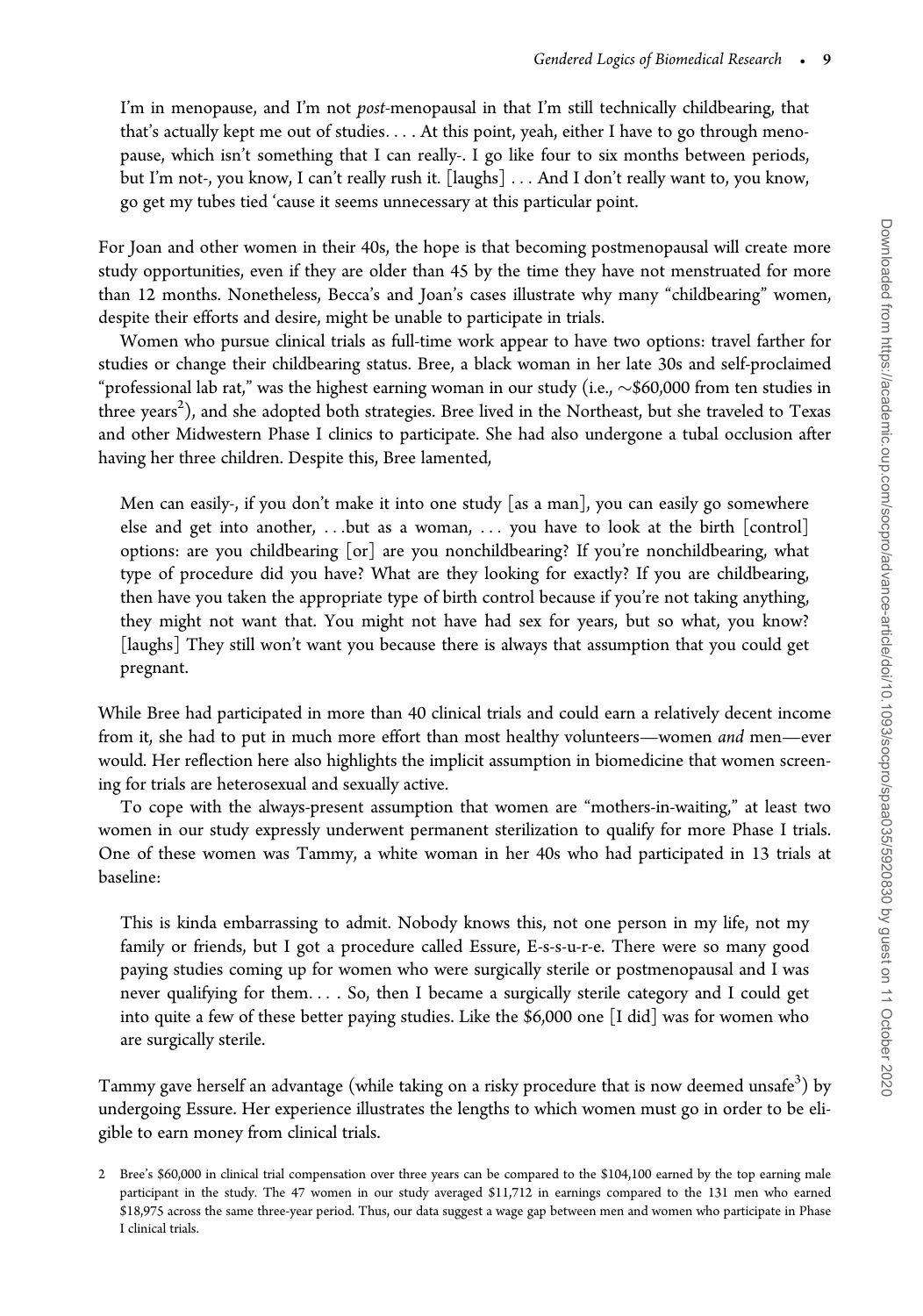I'm in menopause, and I'm not *post*-menopausal in that I'm still technically childbearing, that that's actually kept me out of studies. . . . At this point, yeah, either I have to go through menopause, which isn't something that I can really-. I go like four to six months between periods, but I'm not-, you know, I can't really rush it. [laughs] . . . And I don't really want to, you know, go get my tubes tied 'cause it seems unnecessary at this particular point.

For Joan and other women in their 40s, the hope is that becoming postmenopausal will create more study opportunities, even if they are older than 45 by the time they have not menstruated for more than 12 months. Nonetheless, Becca's and Joan's cases illustrate why many "childbearing" women, despite their efforts and desire, might be unable to participate in trials.

Women who pursue clinical trials as full-time work appear to have two options: travel farther for studies or change their childbearing status. Bree, a black woman in her late 30s and self-proclaimed "professional lab rat," was the highest earning woman in our study (i.e., ~$60,000 from ten studies in three years[2]), and she adopted both strategies. Bree lived in the Northeast, but she traveled to Texas and other Midwestern Phase I clinics to participate. She had also undergone a tubal occlusion after having her three children. Despite this, Bree lamented,

> Men can easily-, if you don't make it into one study [as a man], you can easily go somewhere else and get into another, . . .but as a woman, . . . you have to look at the birth [control] options: are you childbearing [or] are you nonchildbearing? If you're nonchildbearing, what type of procedure did you have? What are they looking for exactly? If you are childbearing, then have you taken the appropriate type of birth control because if you're not taking anything, they might not want that. You might not have had sex for years, but so what, you know? [laughs] They still won't want you because there is always that assumption that you could get pregnant.

While Bree had participated in more than 40 clinical trials and could earn a relatively decent income from it, she had to put in much more effort than most healthy volunteers—women *and* men—ever would. Her reflection here also highlights the implicit assumption in biomedicine that women screening for trials are heterosexual and sexually active.

To cope with the always-present assumption that women are "mothers-in-waiting," at least two women in our study expressly underwent permanent sterilization to qualify for more Phase I trials. One of these women was Tammy, a white woman in her 40s who had participated in 13 trials at baseline:

> This is kinda embarrassing to admit. Nobody knows this, not one person in my life, not my family or friends, but I got a procedure called Essure, E-s-s-u-r-e. There were so many good paying studies coming up for women who were surgically sterile or postmenopausal and I was never qualifying for them. . . . So, then I became a surgically sterile category and I could get into quite a few of these better paying studies. Like the $6,000 one [I did] was for women who are surgically sterile.

Tammy gave herself an advantage (while taking on a risky procedure that is now deemed unsafe[3]) by undergoing Essure. Her experience illustrates the lengths to which women must go in order to be eligible to earn money from clinical trials.

2 Bree's $60,000 in clinical trial compensation over three years can be compared to the $104,100 earned by the top earning male participant in the study. The 47 women in our study averaged $11,712 in earnings compared to the 131 men who earned $18,975 across the same three-year period. Thus, our data suggest a wage gap between men and women who participate in Phase I clinical trials.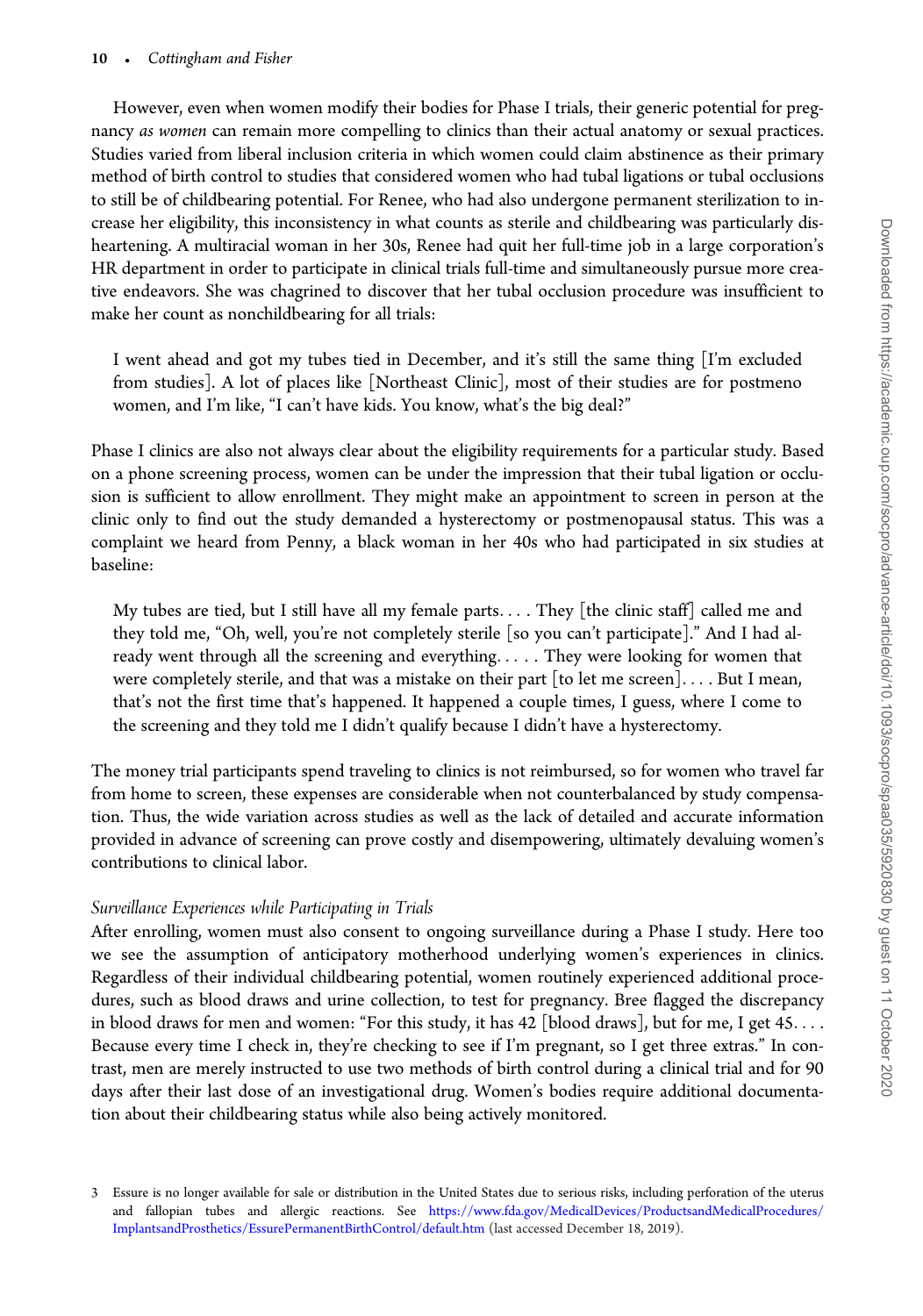However, even when women modify their bodies for Phase I trials, their generic potential for pregnancy *as women* can remain more compelling to clinics than their actual anatomy or sexual practices. Studies varied from liberal inclusion criteria in which women could claim abstinence as their primary method of birth control to studies that considered women who had tubal ligations or tubal occlusions to still be of childbearing potential. For Renee, who had also undergone permanent sterilization to increase her eligibility, this inconsistency in what counts as sterile and childbearing was particularly disheartening. A multiracial woman in her 30s, Renee had quit her full-time job in a large corporation's HR department in order to participate in clinical trials full-time and simultaneously pursue more creative endeavors. She was chagrined to discover that her tubal occlusion procedure was insufficient to make her count as nonchildbearing for all trials:

> I went ahead and got my tubes tied in December, and it's still the same thing [I'm excluded from studies]. A lot of places like [Northeast Clinic], most of their studies are for postmeno women, and I'm like, "I can't have kids. You know, what's the big deal?"

Phase I clinics are also not always clear about the eligibility requirements for a particular study. Based on a phone screening process, women can be under the impression that their tubal ligation or occlusion is sufficient to allow enrollment. They might make an appointment to screen in person at the clinic only to find out the study demanded a hysterectomy or postmenopausal status. This was a complaint we heard from Penny, a black woman in her 40s who had participated in six studies at baseline:

> My tubes are tied, but I still have all my female parts. . . . They [the clinic staff] called me and they told me, "Oh, well, you're not completely sterile [so you can't participate]." And I had already went through all the screening and everything. . . . . They were looking for women that were completely sterile, and that was a mistake on their part [to let me screen]. . . . But I mean, that's not the first time that's happened. It happened a couple times, I guess, where I come to the screening and they told me I didn't qualify because I didn't have a hysterectomy.

The money trial participants spend traveling to clinics is not reimbursed, so for women who travel far from home to screen, these expenses are considerable when not counterbalanced by study compensation. Thus, the wide variation across studies as well as the lack of detailed and accurate information provided in advance of screening can prove costly and disempowering, ultimately devaluing women's contributions to clinical labor.

### *Surveillance Experiences while Participating in Trials*

After enrolling, women must also consent to ongoing surveillance during a Phase I study. Here too we see the assumption of anticipatory motherhood underlying women's experiences in clinics. Regardless of their individual childbearing potential, women routinely experienced additional procedures, such as blood draws and urine collection, to test for pregnancy. Bree flagged the discrepancy in blood draws for men and women: "For this study, it has 42 [blood draws], but for me, I get 45. . . . Because every time I check in, they're checking to see if I'm pregnant, so I get three extras." In contrast, men are merely instructed to use two methods of birth control during a clinical trial and for 90 days after their last dose of an investigational drug. Women's bodies require additional documentation about their childbearing status while also being actively monitored.

3 Essure is no longer available for sale or distribution in the United States due to serious risks, including perforation of the uterus and fallopian tubes and allergic reactions. See https://www.fda.gov/MedicalDevices/ProductsandMedicalProcedures/ImplantsandProsthetics/EssurePermanentBirthControl/default.htm (last accessed December 18, 2019).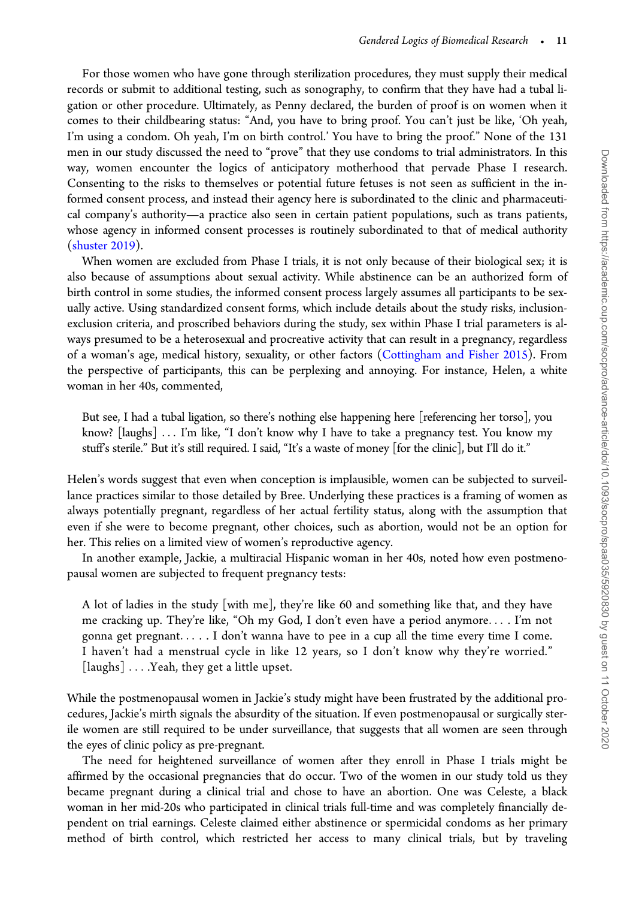For those women who have gone through sterilization procedures, they must supply their medical records or submit to additional testing, such as sonography, to confirm that they have had a tubal ligation or other procedure. Ultimately, as Penny declared, the burden of proof is on women when it comes to their childbearing status: "And, you have to bring proof. You can't just be like, 'Oh yeah, I'm using a condom. Oh yeah, I'm on birth control.' You have to bring the proof." None of the 131 men in our study discussed the need to "prove" that they use condoms to trial administrators. In this way, women encounter the logics of anticipatory motherhood that pervade Phase I research. Consenting to the risks to themselves or potential future fetuses is not seen as sufficient in the informed consent process, and instead their agency here is subordinated to the clinic and pharmaceutical company's authority—a practice also seen in certain patient populations, such as trans patients, whose agency in informed consent processes is routinely subordinated to that of medical authority (shuster 2019).

When women are excluded from Phase I trials, it is not only because of their biological sex; it is also because of assumptions about sexual activity. While abstinence can be an authorized form of birth control in some studies, the informed consent process largely assumes all participants to be sexually active. Using standardized consent forms, which include details about the study risks, inclusion-exclusion criteria, and proscribed behaviors during the study, sex within Phase I trial parameters is always presumed to be a heterosexual and procreative activity that can result in a pregnancy, regardless of a woman's age, medical history, sexuality, or other factors (Cottingham and Fisher 2015). From the perspective of participants, this can be perplexing and annoying. For instance, Helen, a white woman in her 40s, commented,

> But see, I had a tubal ligation, so there's nothing else happening here [referencing her torso], you know? [laughs] ... I'm like, "I don't know why I have to take a pregnancy test. You know my stuff's sterile." But it's still required. I said, "It's a waste of money [for the clinic], but I'll do it."

Helen's words suggest that even when conception is implausible, women can be subjected to surveillance practices similar to those detailed by Bree. Underlying these practices is a framing of women as always potentially pregnant, regardless of her actual fertility status, along with the assumption that even if she were to become pregnant, other choices, such as abortion, would not be an option for her. This relies on a limited view of women's reproductive agency.

In another example, Jackie, a multiracial Hispanic woman in her 40s, noted how even postmenopausal women are subjected to frequent pregnancy tests:

> A lot of ladies in the study [with me], they're like 60 and something like that, and they have me cracking up. They're like, "Oh my God, I don't even have a period anymore. . . . I'm not gonna get pregnant. . . . . I don't wanna have to pee in a cup all the time every time I come. I haven't had a menstrual cycle in like 12 years, so I don't know why they're worried." [laughs] . . . .Yeah, they get a little upset.

While the postmenopausal women in Jackie's study might have been frustrated by the additional procedures, Jackie's mirth signals the absurdity of the situation. If even postmenopausal or surgically sterile women are still required to be under surveillance, that suggests that all women are seen through the eyes of clinic policy as pre-pregnant.

The need for heightened surveillance of women after they enroll in Phase I trials might be affirmed by the occasional pregnancies that do occur. Two of the women in our study told us they became pregnant during a clinical trial and chose to have an abortion. One was Celeste, a black woman in her mid-20s who participated in clinical trials full-time and was completely financially dependent on trial earnings. Celeste claimed either abstinence or spermicidal condoms as her primary method of birth control, which restricted her access to many clinical trials, but by traveling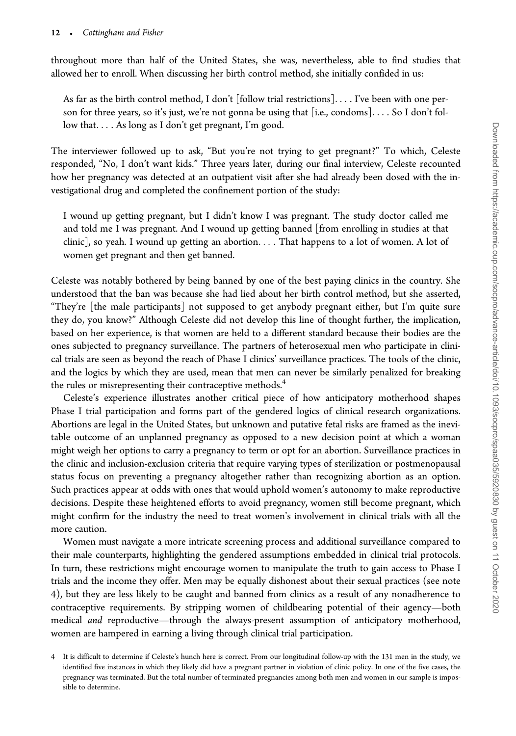throughout more than half of the United States, she was, nevertheless, able to find studies that allowed her to enroll. When discussing her birth control method, she initially confided in us:

> As far as the birth control method, I don't [follow trial restrictions]. . . . I've been with one person for three years, so it's just, we're not gonna be using that [i.e., condoms]. . . . So I don't follow that. . . . As long as I don't get pregnant, I'm good.

The interviewer followed up to ask, "But you're not trying to get pregnant?" To which, Celeste responded, "No, I don't want kids." Three years later, during our final interview, Celeste recounted how her pregnancy was detected at an outpatient visit after she had already been dosed with the investigational drug and completed the confinement portion of the study:

> I wound up getting pregnant, but I didn't know I was pregnant. The study doctor called me and told me I was pregnant. And I wound up getting banned [from enrolling in studies at that clinic], so yeah. I wound up getting an abortion. . . . That happens to a lot of women. A lot of women get pregnant and then get banned.

Celeste was notably bothered by being banned by one of the best paying clinics in the country. She understood that the ban was because she had lied about her birth control method, but she asserted, "They're [the male participants] not supposed to get anybody pregnant either, but I'm quite sure they do, you know?" Although Celeste did not develop this line of thought further, the implication, based on her experience, is that women are held to a different standard because their bodies are the ones subjected to pregnancy surveillance. The partners of heterosexual men who participate in clinical trials are seen as beyond the reach of Phase I clinics' surveillance practices. The tools of the clinic, and the logics by which they are used, mean that men can never be similarly penalized for breaking the rules or misrepresenting their contraceptive methods.[4]

Celeste's experience illustrates another critical piece of how anticipatory motherhood shapes Phase I trial participation and forms part of the gendered logics of clinical research organizations. Abortions are legal in the United States, but unknown and putative fetal risks are framed as the inevitable outcome of an unplanned pregnancy as opposed to a new decision point at which a woman might weigh her options to carry a pregnancy to term or opt for an abortion. Surveillance practices in the clinic and inclusion-exclusion criteria that require varying types of sterilization or postmenopausal status focus on preventing a pregnancy altogether rather than recognizing abortion as an option. Such practices appear at odds with ones that would uphold women's autonomy to make reproductive decisions. Despite these heightened efforts to avoid pregnancy, women still become pregnant, which might confirm for the industry the need to treat women's involvement in clinical trials with all the more caution.

Women must navigate a more intricate screening process and additional surveillance compared to their male counterparts, highlighting the gendered assumptions embedded in clinical trial protocols. In turn, these restrictions might encourage women to manipulate the truth to gain access to Phase I trials and the income they offer. Men may be equally dishonest about their sexual practices (see note 4), but they are less likely to be caught and banned from clinics as a result of any nonadherence to contraceptive requirements. By stripping women of childbearing potential of their agency—both medical *and* reproductive—through the always-present assumption of anticipatory motherhood, women are hampered in earning a living through clinical trial participation.

4 It is difficult to determine if Celeste's hunch here is correct. From our longitudinal follow-up with the 131 men in the study, we identified five instances in which they likely did have a pregnant partner in violation of clinic policy. In one of the five cases, the pregnancy was terminated. But the total number of terminated pregnancies among both men and women in our sample is impossible to determine.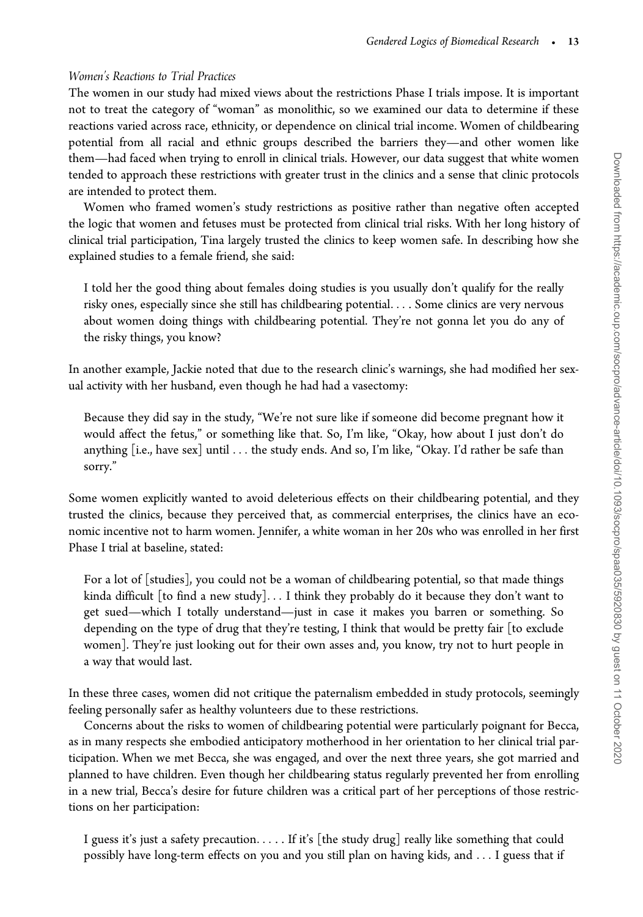*Women's Reactions to Trial Practices*

The women in our study had mixed views about the restrictions Phase I trials impose. It is important not to treat the category of "woman" as monolithic, so we examined our data to determine if these reactions varied across race, ethnicity, or dependence on clinical trial income. Women of childbearing potential from all racial and ethnic groups described the barriers they—and other women like them—had faced when trying to enroll in clinical trials. However, our data suggest that white women tended to approach these restrictions with greater trust in the clinics and a sense that clinic protocols are intended to protect them.

Women who framed women's study restrictions as positive rather than negative often accepted the logic that women and fetuses must be protected from clinical trial risks. With her long history of clinical trial participation, Tina largely trusted the clinics to keep women safe. In describing how she explained studies to a female friend, she said:

> I told her the good thing about females doing studies is you usually don't qualify for the really risky ones, especially since she still has childbearing potential. . . . Some clinics are very nervous about women doing things with childbearing potential. They're not gonna let you do any of the risky things, you know?

In another example, Jackie noted that due to the research clinic's warnings, she had modified her sexual activity with her husband, even though he had had a vasectomy:

> Because they did say in the study, "We're not sure like if someone did become pregnant how it would affect the fetus," or something like that. So, I'm like, "Okay, how about I just don't do anything [i.e., have sex] until . . . the study ends. And so, I'm like, "Okay. I'd rather be safe than sorry."

Some women explicitly wanted to avoid deleterious effects on their childbearing potential, and they trusted the clinics, because they perceived that, as commercial enterprises, the clinics have an economic incentive not to harm women. Jennifer, a white woman in her 20s who was enrolled in her first Phase I trial at baseline, stated:

> For a lot of [studies], you could not be a woman of childbearing potential, so that made things kinda difficult [to find a new study]. . . I think they probably do it because they don't want to get sued—which I totally understand—just in case it makes you barren or something. So depending on the type of drug that they're testing, I think that would be pretty fair [to exclude women]. They're just looking out for their own asses and, you know, try not to hurt people in a way that would last.

In these three cases, women did not critique the paternalism embedded in study protocols, seemingly feeling personally safer as healthy volunteers due to these restrictions.

Concerns about the risks to women of childbearing potential were particularly poignant for Becca, as in many respects she embodied anticipatory motherhood in her orientation to her clinical trial participation. When we met Becca, she was engaged, and over the next three years, she got married and planned to have children. Even though her childbearing status regularly prevented her from enrolling in a new trial, Becca's desire for future children was a critical part of her perceptions of those restrictions on her participation:

> I guess it's just a safety precaution. . . . . If it's [the study drug] really like something that could possibly have long-term effects on you and you still plan on having kids, and . . . I guess that if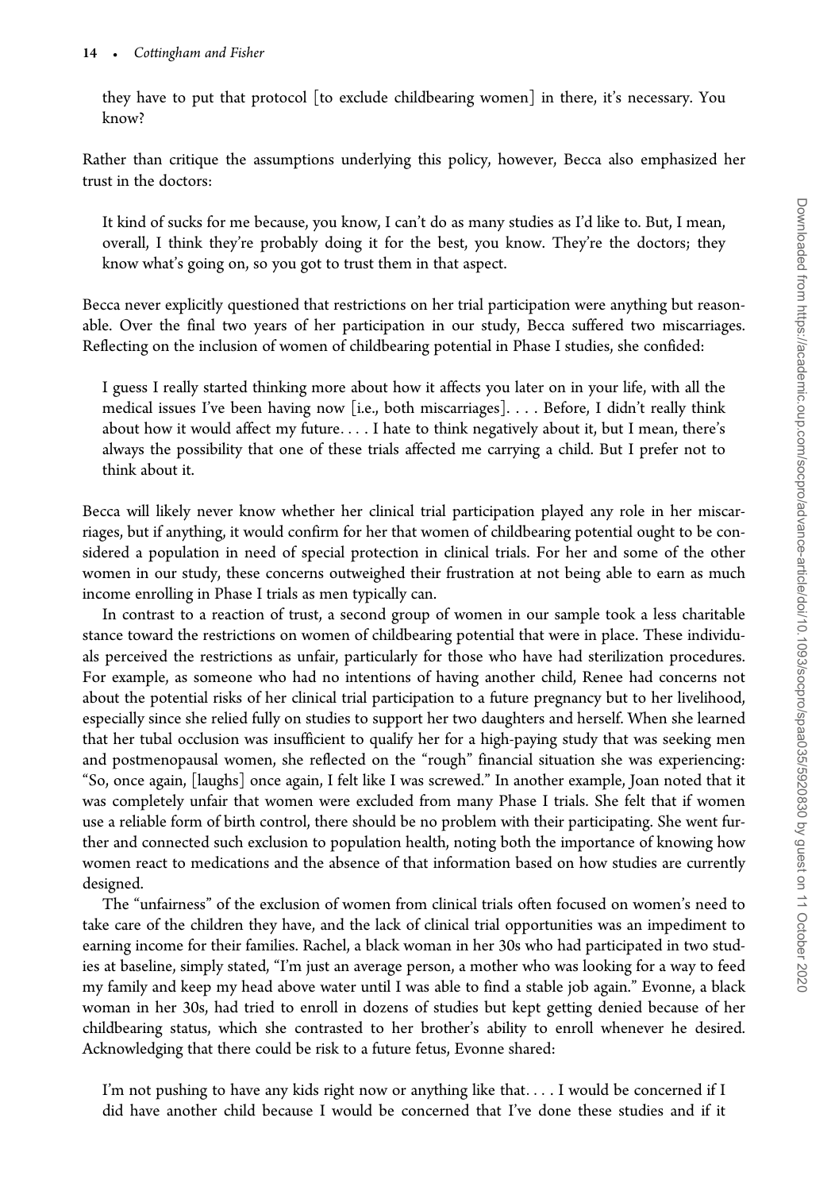they have to put that protocol [to exclude childbearing women] in there, it's necessary. You know?

Rather than critique the assumptions underlying this policy, however, Becca also emphasized her trust in the doctors:

> It kind of sucks for me because, you know, I can't do as many studies as I'd like to. But, I mean, overall, I think they're probably doing it for the best, you know. They're the doctors; they know what's going on, so you got to trust them in that aspect.

Becca never explicitly questioned that restrictions on her trial participation were anything but reasonable. Over the final two years of her participation in our study, Becca suffered two miscarriages. Reflecting on the inclusion of women of childbearing potential in Phase I studies, she confided:

> I guess I really started thinking more about how it affects you later on in your life, with all the medical issues I've been having now [i.e., both miscarriages]. . . . Before, I didn't really think about how it would affect my future. . . . I hate to think negatively about it, but I mean, there's always the possibility that one of these trials affected me carrying a child. But I prefer not to think about it.

Becca will likely never know whether her clinical trial participation played any role in her miscarriages, but if anything, it would confirm for her that women of childbearing potential ought to be considered a population in need of special protection in clinical trials. For her and some of the other women in our study, these concerns outweighed their frustration at not being able to earn as much income enrolling in Phase I trials as men typically can.

In contrast to a reaction of trust, a second group of women in our sample took a less charitable stance toward the restrictions on women of childbearing potential that were in place. These individuals perceived the restrictions as unfair, particularly for those who have had sterilization procedures. For example, as someone who had no intentions of having another child, Renee had concerns not about the potential risks of her clinical trial participation to a future pregnancy but to her livelihood, especially since she relied fully on studies to support her two daughters and herself. When she learned that her tubal occlusion was insufficient to qualify her for a high-paying study that was seeking men and postmenopausal women, she reflected on the "rough" financial situation she was experiencing: "So, once again, [laughs] once again, I felt like I was screwed." In another example, Joan noted that it was completely unfair that women were excluded from many Phase I trials. She felt that if women use a reliable form of birth control, there should be no problem with their participating. She went further and connected such exclusion to population health, noting both the importance of knowing how women react to medications and the absence of that information based on how studies are currently designed.

The "unfairness" of the exclusion of women from clinical trials often focused on women's need to take care of the children they have, and the lack of clinical trial opportunities was an impediment to earning income for their families. Rachel, a black woman in her 30s who had participated in two studies at baseline, simply stated, "I'm just an average person, a mother who was looking for a way to feed my family and keep my head above water until I was able to find a stable job again." Evonne, a black woman in her 30s, had tried to enroll in dozens of studies but kept getting denied because of her childbearing status, which she contrasted to her brother's ability to enroll whenever he desired. Acknowledging that there could be risk to a future fetus, Evonne shared:

> I'm not pushing to have any kids right now or anything like that. . . . I would be concerned if I did have another child because I would be concerned that I've done these studies and if it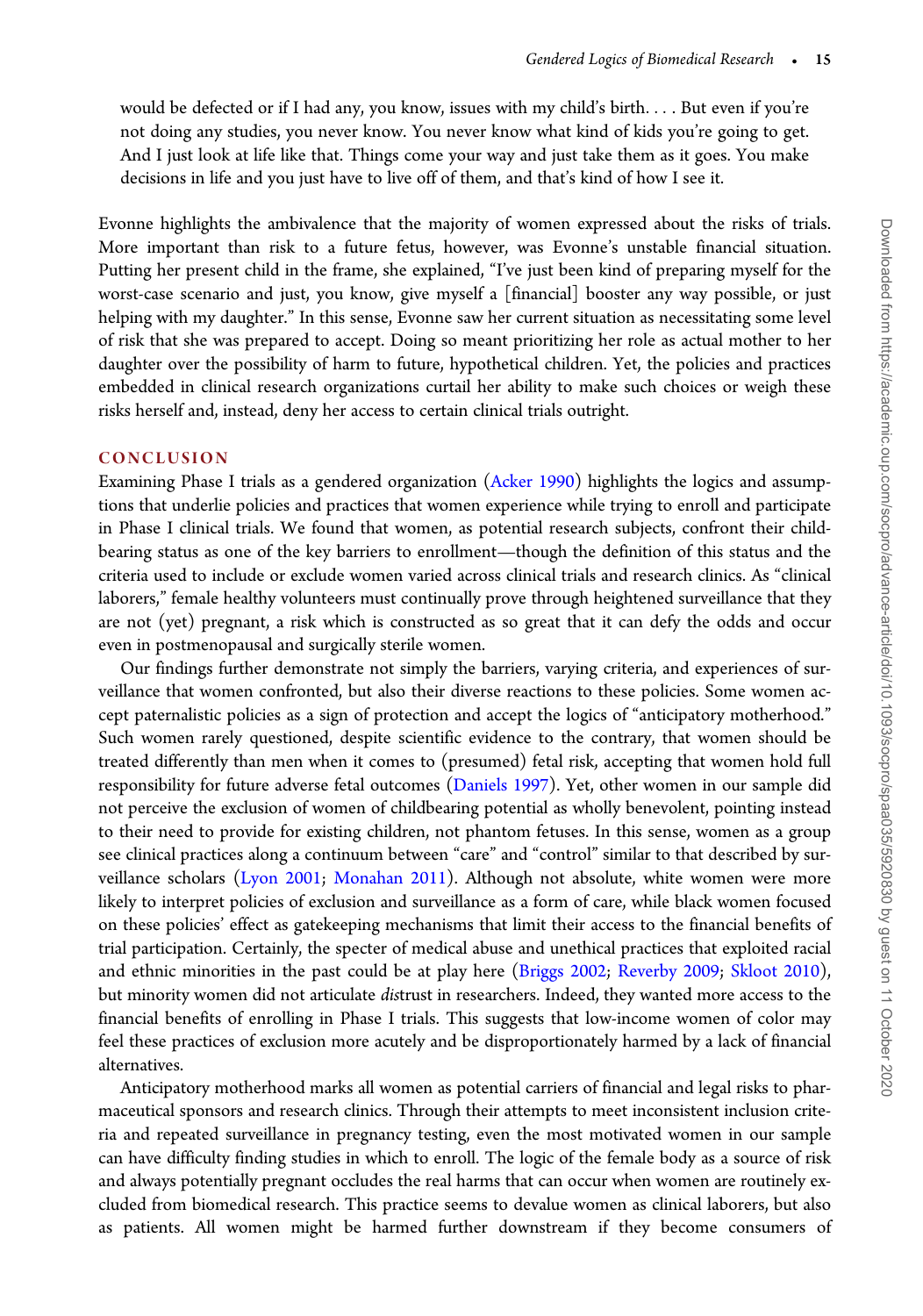would be defected or if I had any, you know, issues with my child's birth. . . . But even if you're not doing any studies, you never know. You never know what kind of kids you're going to get. And I just look at life like that. Things come your way and just take them as it goes. You make decisions in life and you just have to live off of them, and that's kind of how I see it.

Evonne highlights the ambivalence that the majority of women expressed about the risks of trials. More important than risk to a future fetus, however, was Evonne's unstable financial situation. Putting her present child in the frame, she explained, "I've just been kind of preparing myself for the worst-case scenario and just, you know, give myself a [financial] booster any way possible, or just helping with my daughter." In this sense, Evonne saw her current situation as necessitating some level of risk that she was prepared to accept. Doing so meant prioritizing her role as actual mother to her daughter over the possibility of harm to future, hypothetical children. Yet, the policies and practices embedded in clinical research organizations curtail her ability to make such choices or weigh these risks herself and, instead, deny her access to certain clinical trials outright.

## CONCLUSION

Examining Phase I trials as a gendered organization (Acker 1990) highlights the logics and assumptions that underlie policies and practices that women experience while trying to enroll and participate in Phase I clinical trials. We found that women, as potential research subjects, confront their childbearing status as one of the key barriers to enrollment—though the definition of this status and the criteria used to include or exclude women varied across clinical trials and research clinics. As "clinical laborers," female healthy volunteers must continually prove through heightened surveillance that they are not (yet) pregnant, a risk which is constructed as so great that it can defy the odds and occur even in postmenopausal and surgically sterile women.

Our findings further demonstrate not simply the barriers, varying criteria, and experiences of surveillance that women confronted, but also their diverse reactions to these policies. Some women accept paternalistic policies as a sign of protection and accept the logics of "anticipatory motherhood." Such women rarely questioned, despite scientific evidence to the contrary, that women should be treated differently than men when it comes to (presumed) fetal risk, accepting that women hold full responsibility for future adverse fetal outcomes (Daniels 1997). Yet, other women in our sample did not perceive the exclusion of women of childbearing potential as wholly benevolent, pointing instead to their need to provide for existing children, not phantom fetuses. In this sense, women as a group see clinical practices along a continuum between "care" and "control" similar to that described by surveillance scholars (Lyon 2001; Monahan 2011). Although not absolute, white women were more likely to interpret policies of exclusion and surveillance as a form of care, while black women focused on these policies' effect as gatekeeping mechanisms that limit their access to the financial benefits of trial participation. Certainly, the specter of medical abuse and unethical practices that exploited racial and ethnic minorities in the past could be at play here (Briggs 2002; Reverby 2009; Skloot 2010), but minority women did not articulate *dis*trust in researchers. Indeed, they wanted more access to the financial benefits of enrolling in Phase I trials. This suggests that low-income women of color may feel these practices of exclusion more acutely and be disproportionately harmed by a lack of financial alternatives.

Anticipatory motherhood marks all women as potential carriers of financial and legal risks to pharmaceutical sponsors and research clinics. Through their attempts to meet inconsistent inclusion criteria and repeated surveillance in pregnancy testing, even the most motivated women in our sample can have difficulty finding studies in which to enroll. The logic of the female body as a source of risk and always potentially pregnant occludes the real harms that can occur when women are routinely excluded from biomedical research. This practice seems to devalue women as clinical laborers, but also as patients. All women might be harmed further downstream if they become consumers of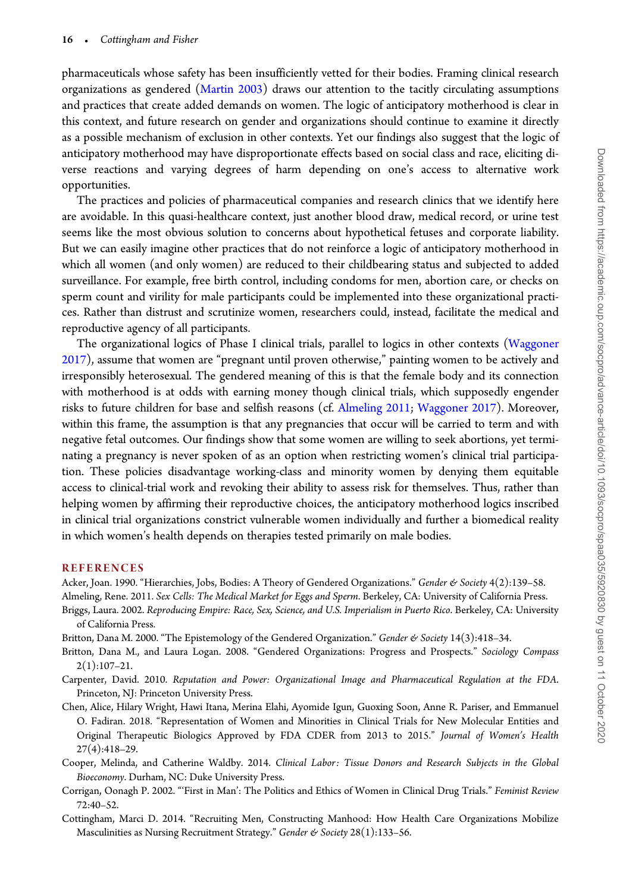pharmaceuticals whose safety has been insufficiently vetted for their bodies. Framing clinical research organizations as gendered (Martin 2003) draws our attention to the tacitly circulating assumptions and practices that create added demands on women. The logic of anticipatory motherhood is clear in this context, and future research on gender and organizations should continue to examine it directly as a possible mechanism of exclusion in other contexts. Yet our findings also suggest that the logic of anticipatory motherhood may have disproportionate effects based on social class and race, eliciting diverse reactions and varying degrees of harm depending on one's access to alternative work opportunities.

The practices and policies of pharmaceutical companies and research clinics that we identify here are avoidable. In this quasi-healthcare context, just another blood draw, medical record, or urine test seems like the most obvious solution to concerns about hypothetical fetuses and corporate liability. But we can easily imagine other practices that do not reinforce a logic of anticipatory motherhood in which all women (and only women) are reduced to their childbearing status and subjected to added surveillance. For example, free birth control, including condoms for men, abortion care, or checks on sperm count and virility for male participants could be implemented into these organizational practices. Rather than distrust and scrutinize women, researchers could, instead, facilitate the medical and reproductive agency of all participants.

The organizational logics of Phase I clinical trials, parallel to logics in other contexts (Waggoner 2017), assume that women are "pregnant until proven otherwise," painting women to be actively and irresponsibly heterosexual. The gendered meaning of this is that the female body and its connection with motherhood is at odds with earning money though clinical trials, which supposedly engender risks to future children for base and selfish reasons (cf. Almeling 2011; Waggoner 2017). Moreover, within this frame, the assumption is that any pregnancies that occur will be carried to term and with negative fetal outcomes. Our findings show that some women are willing to seek abortions, yet terminating a pregnancy is never spoken of as an option when restricting women's clinical trial participation. These policies disadvantage working-class and minority women by denying them equitable access to clinical-trial work and revoking their ability to assess risk for themselves. Thus, rather than helping women by affirming their reproductive choices, the anticipatory motherhood logics inscribed in clinical trial organizations constrict vulnerable women individually and further a biomedical reality in which women's health depends on therapies tested primarily on male bodies.

## REFERENCES

Acker, Joan. 1990. "Hierarchies, Jobs, Bodies: A Theory of Gendered Organizations." *Gender & Society* 4(2):139–58.

Almeling, Rene. 2011. *Sex Cells: The Medical Market for Eggs and Sperm*. Berkeley, CA: University of California Press.

Briggs, Laura. 2002. *Reproducing Empire: Race, Sex, Science, and U.S. Imperialism in Puerto Rico*. Berkeley, CA: University of California Press.

Britton, Dana M. 2000. "The Epistemology of the Gendered Organization." *Gender & Society* 14(3):418–34.

Britton, Dana M., and Laura Logan. 2008. "Gendered Organizations: Progress and Prospects." *Sociology Compass* 2(1):107–21.

Carpenter, David. 2010. *Reputation and Power: Organizational Image and Pharmaceutical Regulation at the FDA*. Princeton, NJ: Princeton University Press.

Chen, Alice, Hilary Wright, Hawi Itana, Merina Elahi, Ayomide Igun, Guoxing Soon, Anne R. Pariser, and Emmanuel O. Fadiran. 2018. "Representation of Women and Minorities in Clinical Trials for New Molecular Entities and Original Therapeutic Biologics Approved by FDA CDER from 2013 to 2015." *Journal of Women's Health* 27(4):418–29.

Cooper, Melinda, and Catherine Waldby. 2014. *Clinical Labor: Tissue Donors and Research Subjects in the Global Bioeconomy*. Durham, NC: Duke University Press.

Corrigan, Oonagh P. 2002. "'First in Man': The Politics and Ethics of Women in Clinical Drug Trials." *Feminist Review* 72:40–52.

Cottingham, Marci D. 2014. "Recruiting Men, Constructing Manhood: How Health Care Organizations Mobilize Masculinities as Nursing Recruitment Strategy." *Gender & Society* 28(1):133–56.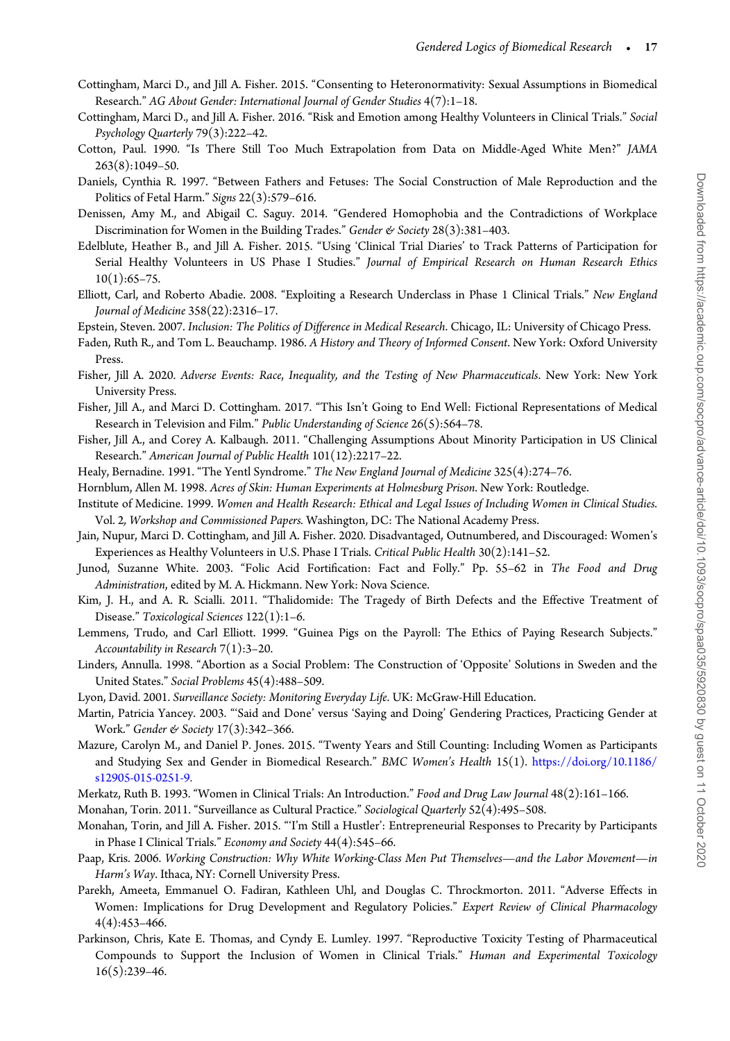Cottingham, Marci D., and Jill A. Fisher. 2015. "Consenting to Heteronormativity: Sexual Assumptions in Biomedical Research." *AG About Gender: International Journal of Gender Studies* 4(7):1–18.

Cottingham, Marci D., and Jill A. Fisher. 2016. "Risk and Emotion among Healthy Volunteers in Clinical Trials." *Social Psychology Quarterly* 79(3):222–42.

Cotton, Paul. 1990. "Is There Still Too Much Extrapolation from Data on Middle-Aged White Men?" *JAMA* 263(8):1049–50.

Daniels, Cynthia R. 1997. "Between Fathers and Fetuses: The Social Construction of Male Reproduction and the Politics of Fetal Harm." *Signs* 22(3):579–616.

Denissen, Amy M., and Abigail C. Saguy. 2014. "Gendered Homophobia and the Contradictions of Workplace Discrimination for Women in the Building Trades." *Gender & Society* 28(3):381–403.

Edelblute, Heather B., and Jill A. Fisher. 2015. "Using 'Clinical Trial Diaries' to Track Patterns of Participation for Serial Healthy Volunteers in US Phase I Studies." *Journal of Empirical Research on Human Research Ethics* 10(1):65–75.

Elliott, Carl, and Roberto Abadie. 2008. "Exploiting a Research Underclass in Phase 1 Clinical Trials." *New England Journal of Medicine* 358(22):2316–17.

Epstein, Steven. 2007. *Inclusion: The Politics of Difference in Medical Research.* Chicago, IL: University of Chicago Press.

Faden, Ruth R., and Tom L. Beauchamp. 1986. *A History and Theory of Informed Consent.* New York: Oxford University Press.

Fisher, Jill A. 2020. *Adverse Events: Race, Inequality, and the Testing of New Pharmaceuticals.* New York: New York University Press.

Fisher, Jill A., and Marci D. Cottingham. 2017. "This Isn't Going to End Well: Fictional Representations of Medical Research in Television and Film." *Public Understanding of Science* 26(5):564–78.

Fisher, Jill A., and Corey A. Kalbaugh. 2011. "Challenging Assumptions About Minority Participation in US Clinical Research." *American Journal of Public Health* 101(12):2217–22.

Healy, Bernadine. 1991. "The Yentl Syndrome." *The New England Journal of Medicine* 325(4):274–76.

Hornblum, Allen M. 1998. *Acres of Skin: Human Experiments at Holmesburg Prison.* New York: Routledge.

Institute of Medicine. 1999. *Women and Health Research: Ethical and Legal Issues of Including Women in Clinical Studies.* Vol. 2, *Workshop and Commissioned Papers.* Washington, DC: The National Academy Press.

Jain, Nupur, Marci D. Cottingham, and Jill A. Fisher. 2020. Disadvantaged, Outnumbered, and Discouraged: Women's Experiences as Healthy Volunteers in U.S. Phase I Trials. *Critical Public Health* 30(2):141–52.

Junod, Suzanne White. 2003. "Folic Acid Fortification: Fact and Folly." Pp. 55–62 in *The Food and Drug Administration*, edited by M. A. Hickmann. New York: Nova Science.

Kim, J. H., and A. R. Scialli. 2011. "Thalidomide: The Tragedy of Birth Defects and the Effective Treatment of Disease." *Toxicological Sciences* 122(1):1–6.

Lemmens, Trudo, and Carl Elliott. 1999. "Guinea Pigs on the Payroll: The Ethics of Paying Research Subjects." *Accountability in Research* 7(1):3–20.

Linders, Annulla. 1998. "Abortion as a Social Problem: The Construction of 'Opposite' Solutions in Sweden and the United States." *Social Problems* 45(4):488–509.

Lyon, David. 2001. *Surveillance Society: Monitoring Everyday Life.* UK: McGraw-Hill Education.

Martin, Patricia Yancey. 2003. "'Said and Done' versus 'Saying and Doing' Gendering Practices, Practicing Gender at Work." *Gender & Society* 17(3):342–366.

Mazure, Carolyn M., and Daniel P. Jones. 2015. "Twenty Years and Still Counting: Including Women as Participants and Studying Sex and Gender in Biomedical Research." *BMC Women's Health* 15(1). https://doi.org/10.1186/s12905-015-0251-9.

Merkatz, Ruth B. 1993. "Women in Clinical Trials: An Introduction." *Food and Drug Law Journal* 48(2):161–166.

Monahan, Torin. 2011. "Surveillance as Cultural Practice." *Sociological Quarterly* 52(4):495–508.

Monahan, Torin, and Jill A. Fisher. 2015. "'I'm Still a Hustler': Entrepreneurial Responses to Precarity by Participants in Phase I Clinical Trials." *Economy and Society* 44(4):545–66.

Paap, Kris. 2006. *Working Construction: Why White Working-Class Men Put Themselves—and the Labor Movement—in Harm's Way.* Ithaca, NY: Cornell University Press.

Parekh, Ameeta, Emmanuel O. Fadiran, Kathleen Uhl, and Douglas C. Throckmorton. 2011. "Adverse Effects in Women: Implications for Drug Development and Regulatory Policies." *Expert Review of Clinical Pharmacology* 4(4):453–466.

Parkinson, Chris, Kate E. Thomas, and Cyndy E. Lumley. 1997. "Reproductive Toxicity Testing of Pharmaceutical Compounds to Support the Inclusion of Women in Clinical Trials." *Human and Experimental Toxicology* 16(5):239–46.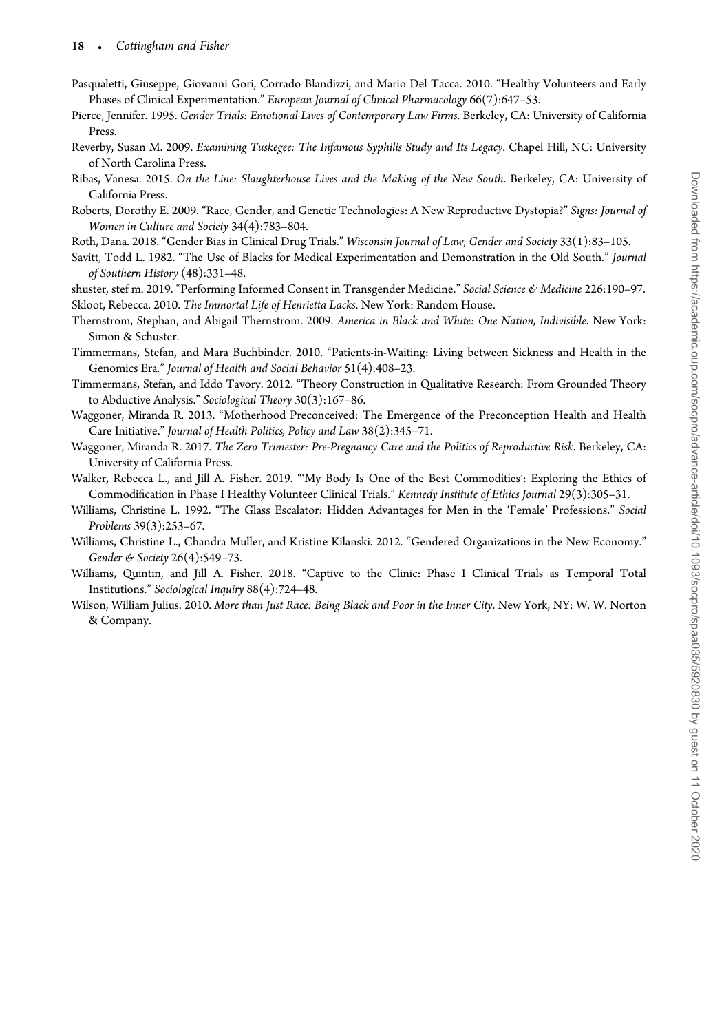Pasqualetti, Giuseppe, Giovanni Gori, Corrado Blandizzi, and Mario Del Tacca. 2010. "Healthy Volunteers and Early Phases of Clinical Experimentation." *European Journal of Clinical Pharmacology* 66(7):647–53.

Pierce, Jennifer. 1995. *Gender Trials: Emotional Lives of Contemporary Law Firms*. Berkeley, CA: University of California Press.

Reverby, Susan M. 2009. *Examining Tuskegee: The Infamous Syphilis Study and Its Legacy*. Chapel Hill, NC: University of North Carolina Press.

Ribas, Vanesa. 2015. *On the Line: Slaughterhouse Lives and the Making of the New South*. Berkeley, CA: University of California Press.

Roberts, Dorothy E. 2009. "Race, Gender, and Genetic Technologies: A New Reproductive Dystopia?" *Signs: Journal of Women in Culture and Society* 34(4):783–804.

Roth, Dana. 2018. "Gender Bias in Clinical Drug Trials." *Wisconsin Journal of Law, Gender and Society* 33(1):83–105.

Savitt, Todd L. 1982. "The Use of Blacks for Medical Experimentation and Demonstration in the Old South." *Journal of Southern History* (48):331–48.

shuster, stef m. 2019. "Performing Informed Consent in Transgender Medicine." *Social Science & Medicine* 226:190–97.

Skloot, Rebecca. 2010. *The Immortal Life of Henrietta Lacks*. New York: Random House.

Thernstrom, Stephan, and Abigail Thernstrom. 2009. *America in Black and White: One Nation, Indivisible*. New York: Simon & Schuster.

Timmermans, Stefan, and Mara Buchbinder. 2010. "Patients-in-Waiting: Living between Sickness and Health in the Genomics Era." *Journal of Health and Social Behavior* 51(4):408–23.

Timmermans, Stefan, and Iddo Tavory. 2012. "Theory Construction in Qualitative Research: From Grounded Theory to Abductive Analysis." *Sociological Theory* 30(3):167–86.

Waggoner, Miranda R. 2013. "Motherhood Preconceived: The Emergence of the Preconception Health and Health Care Initiative." *Journal of Health Politics, Policy and Law* 38(2):345–71.

Waggoner, Miranda R. 2017. *The Zero Trimester: Pre-Pregnancy Care and the Politics of Reproductive Risk*. Berkeley, CA: University of California Press.

Walker, Rebecca L., and Jill A. Fisher. 2019. "'My Body Is One of the Best Commodities': Exploring the Ethics of Commodification in Phase I Healthy Volunteer Clinical Trials." *Kennedy Institute of Ethics Journal* 29(3):305–31.

Williams, Christine L. 1992. "The Glass Escalator: Hidden Advantages for Men in the 'Female' Professions." *Social Problems* 39(3):253–67.

Williams, Christine L., Chandra Muller, and Kristine Kilanski. 2012. "Gendered Organizations in the New Economy." *Gender & Society* 26(4):549–73.

Williams, Quintin, and Jill A. Fisher. 2018. "Captive to the Clinic: Phase I Clinical Trials as Temporal Total Institutions." *Sociological Inquiry* 88(4):724–48.

Wilson, William Julius. 2010. *More than Just Race: Being Black and Poor in the Inner City*. New York, NY: W. W. Norton & Company.